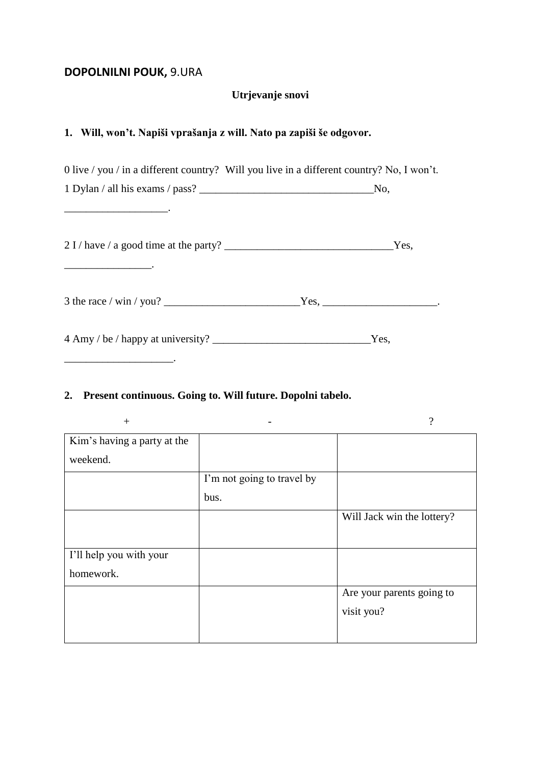**DOPOLNILNI POUK,** 9.URA

**Utrjevanje snovi**

**1. Will, won't. Napiši vprašanja z will. Nato pa zapiši še odgovor.**

0 live / you / in a different country? Will you live in a different country? No, I won't.

1 Dylan / all his exams / pass? ________________________________No, ___________________.

2 I / have / a good time at the party? _______________________________Yes, ________________.

3 the race / win / you? _________________________Yes, _____________________.

4 Amy / be / happy at university? _____________________________Yes, ____________________.

**2. Present continuous. Going to. Will future. Dopolni tabelo.**

| + | - | ? |
|---|---|---|
| Kim's having a party at the weekend. | | |
| | I'm not going to travel by bus. | |
| | | Will Jack win the lottery? |
| I'll help you with your homework. | | |
| | | Are your parents going to visit you? |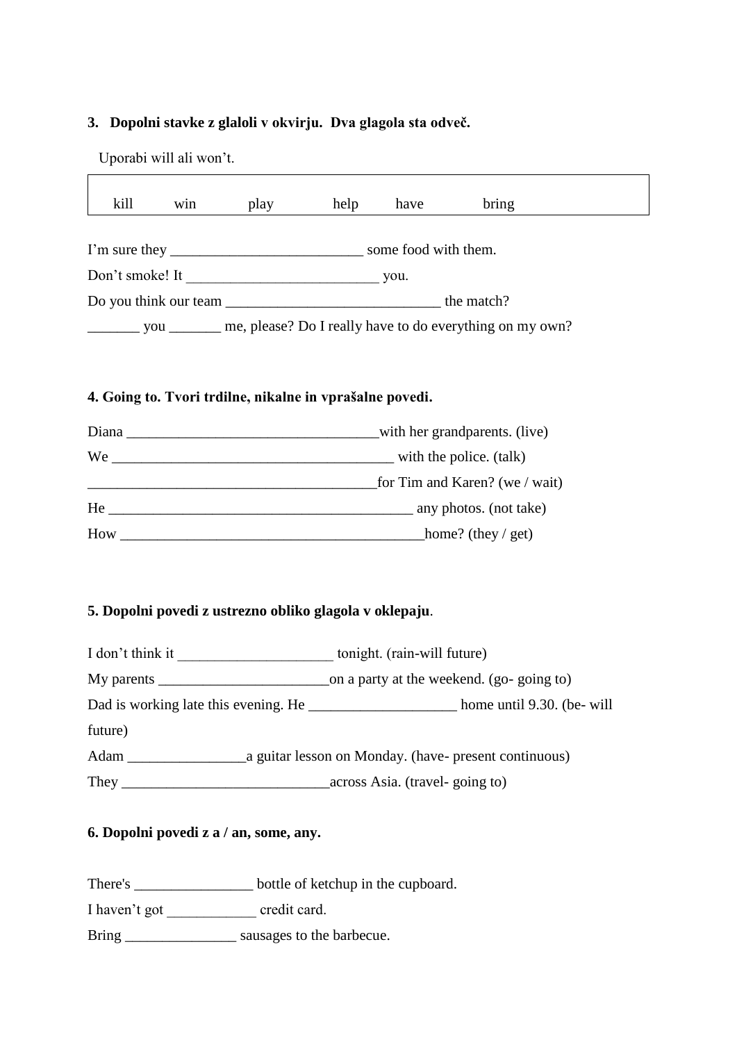**3. Dopolni stavke z glaloli v okvirju. Dva glagola sta odveč.**

Uporabi will ali won't.

| kill | win | play | help | have | bring |
|---|---|---|---|---|---|

I'm sure they __________________________ some food with them.

Don't smoke! It __________________________ you.

Do you think our team _____________________________ the match?

_______ you _______ me, please? Do I really have to do everything on my own?

**4. Going to. Tvori trdilne, nikalne in vprašalne povedi.**

Diana __________________________________with her grandparents. (live)

We ______________________________________ with the police. (talk)

_______________________________________for Tim and Karen? (we / wait)

He _________________________________________ any photos. (not take)

How _________________________________________home? (they / get)

**5. Dopolni povedi z ustrezno obliko glagola v oklepaju.**

I don't think it _____________________ tonight. (rain-will future)

My parents _______________________on a party at the weekend. (go- going to)

Dad is working late this evening. He ____________________ home until 9.30. (be- will future)

Adam ________________a guitar lesson on Monday. (have- present continuous)

They ____________________________across Asia. (travel- going to)

**6. Dopolni povedi z a / an, some, any.**

There's ________________ bottle of ketchup in the cupboard.

I haven't got ____________ credit card.

Bring _______________ sausages to the barbecue.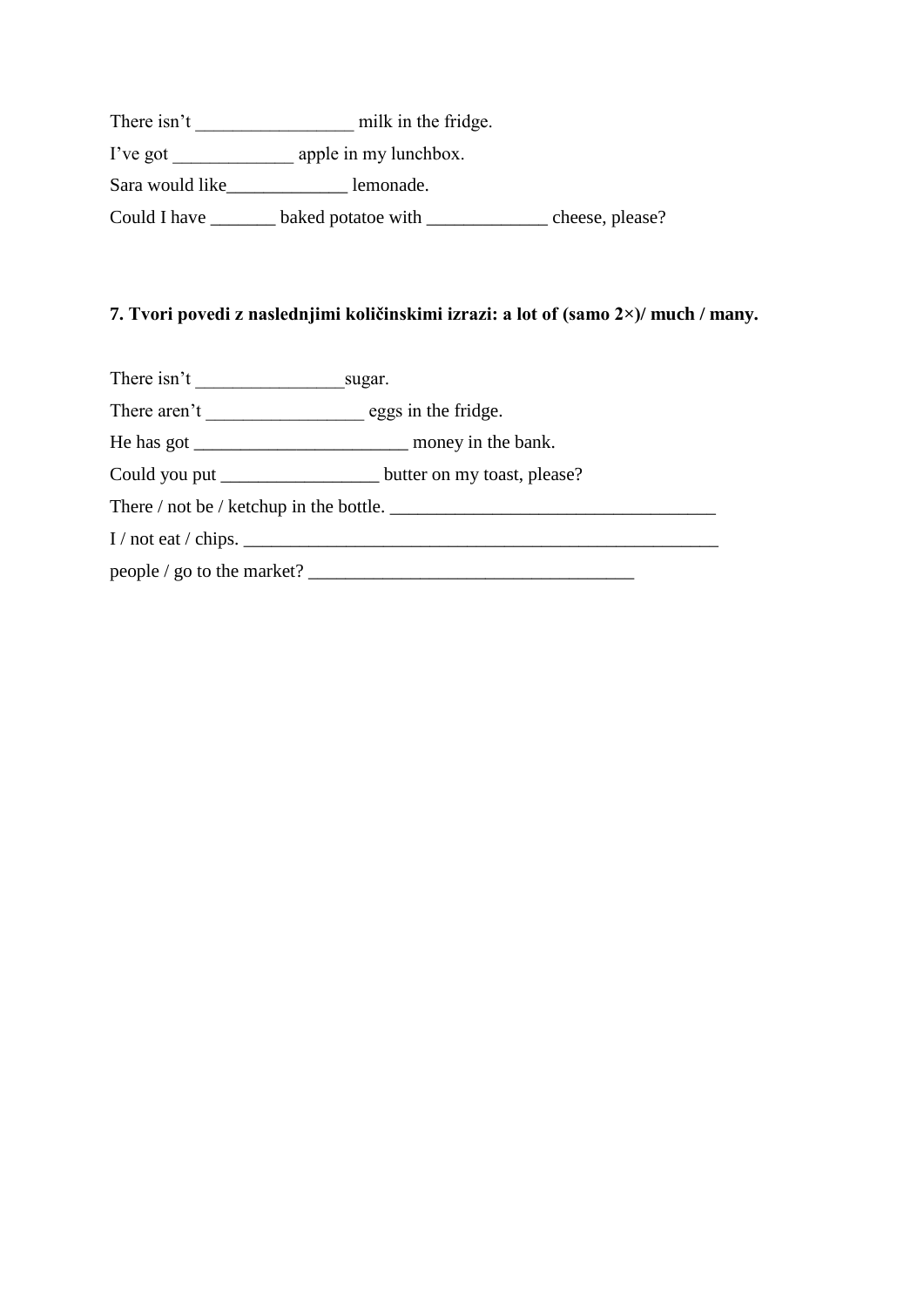There isn’t _________________ milk in the fridge.

I’ve got _____________ apple in my lunchbox.

Sara would like_____________ lemonade.

Could I have _______ baked potatoe with _____________ cheese, please?

**7. Tvori povedi z naslednjimi količinskimi izrazi: a lot of (samo 2×)/ much / many.**

There isn’t ________________sugar.

There aren’t _________________ eggs in the fridge.

He has got _______________________ money in the bank.

Could you put _________________ butter on my toast, please?

There / not be / ketchup in the bottle. ___________________________________

I / not eat / chips. ___________________________________________________

people / go to the market? ___________________________________